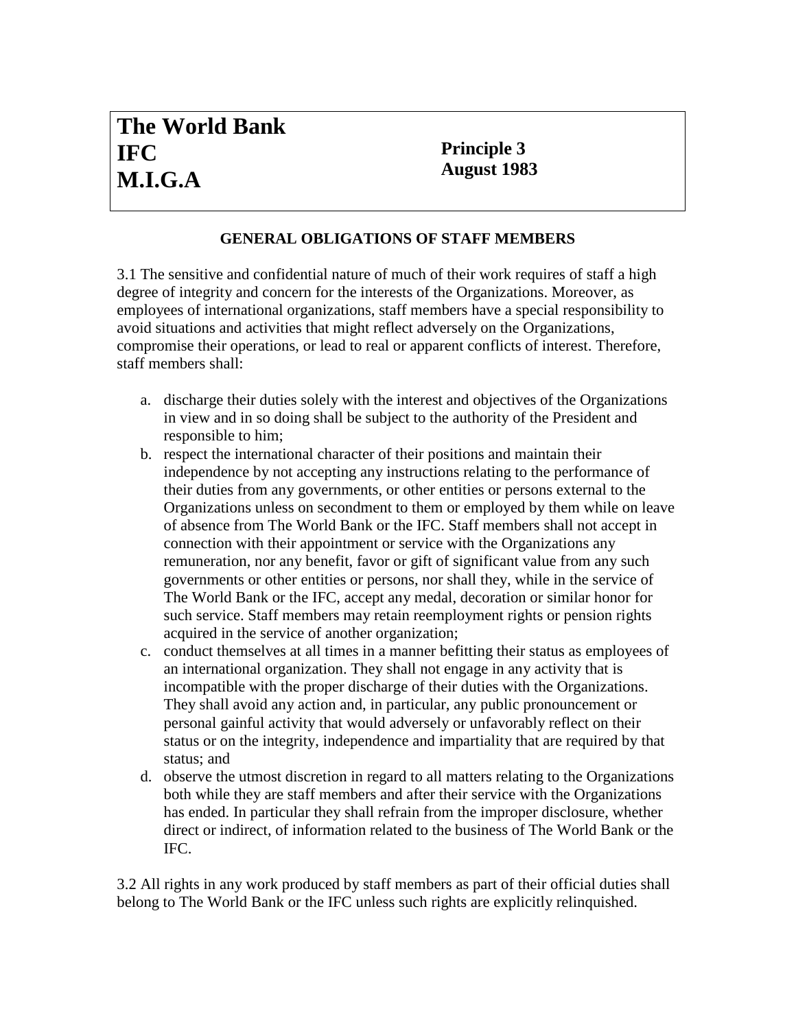**The World Bank**
**IFC**
**M.I.G.A**

**Principle 3**
**August 1983**

## GENERAL OBLIGATIONS OF STAFF MEMBERS

3.1 The sensitive and confidential nature of much of their work requires of staff a high degree of integrity and concern for the interests of the Organizations. Moreover, as employees of international organizations, staff members have a special responsibility to avoid situations and activities that might reflect adversely on the Organizations, compromise their operations, or lead to real or apparent conflicts of interest. Therefore, staff members shall:

a. discharge their duties solely with the interest and objectives of the Organizations in view and in so doing shall be subject to the authority of the President and responsible to him;
b. respect the international character of their positions and maintain their independence by not accepting any instructions relating to the performance of their duties from any governments, or other entities or persons external to the Organizations unless on secondment to them or employed by them while on leave of absence from The World Bank or the IFC. Staff members shall not accept in connection with their appointment or service with the Organizations any remuneration, nor any benefit, favor or gift of significant value from any such governments or other entities or persons, nor shall they, while in the service of The World Bank or the IFC, accept any medal, decoration or similar honor for such service. Staff members may retain reemployment rights or pension rights acquired in the service of another organization;
c. conduct themselves at all times in a manner befitting their status as employees of an international organization. They shall not engage in any activity that is incompatible with the proper discharge of their duties with the Organizations. They shall avoid any action and, in particular, any public pronouncement or personal gainful activity that would adversely or unfavorably reflect on their status or on the integrity, independence and impartiality that are required by that status; and
d. observe the utmost discretion in regard to all matters relating to the Organizations both while they are staff members and after their service with the Organizations has ended. In particular they shall refrain from the improper disclosure, whether direct or indirect, of information related to the business of The World Bank or the IFC.

3.2 All rights in any work produced by staff members as part of their official duties shall belong to The World Bank or the IFC unless such rights are explicitly relinquished.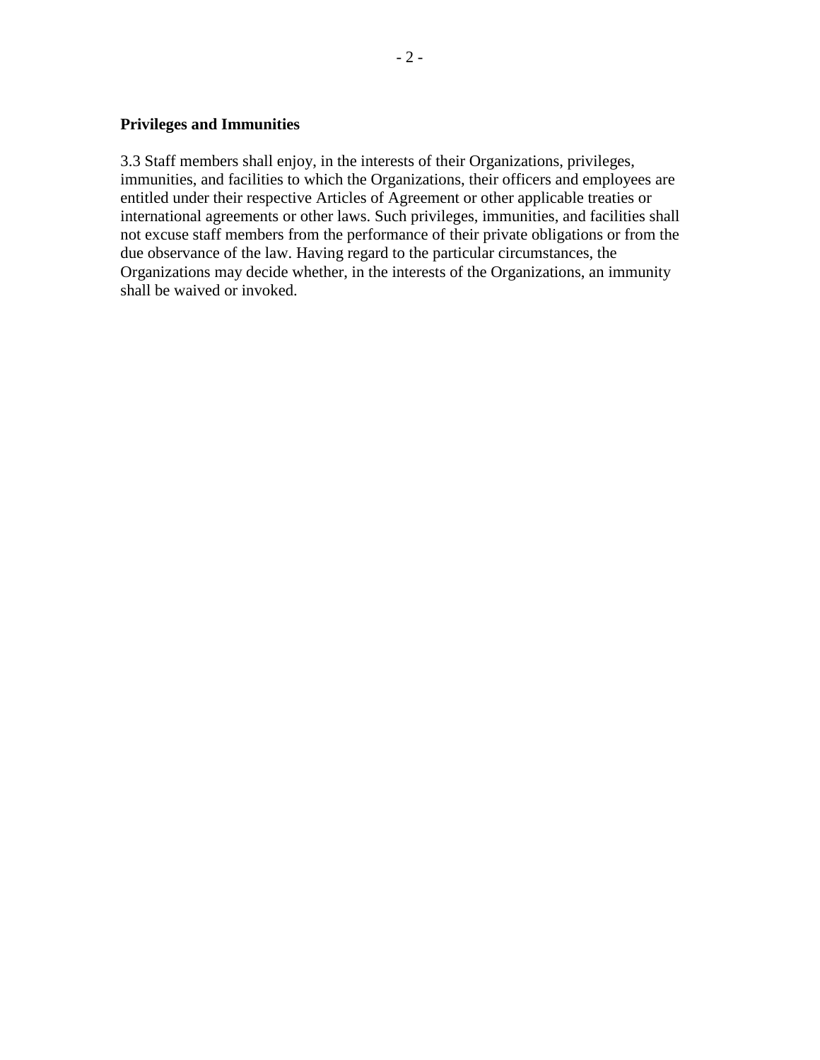**Privileges and Immunities**

3.3 Staff members shall enjoy, in the interests of their Organizations, privileges, immunities, and facilities to which the Organizations, their officers and employees are entitled under their respective Articles of Agreement or other applicable treaties or international agreements or other laws. Such privileges, immunities, and facilities shall not excuse staff members from the performance of their private obligations or from the due observance of the law. Having regard to the particular circumstances, the Organizations may decide whether, in the interests of the Organizations, an immunity shall be waived or invoked.